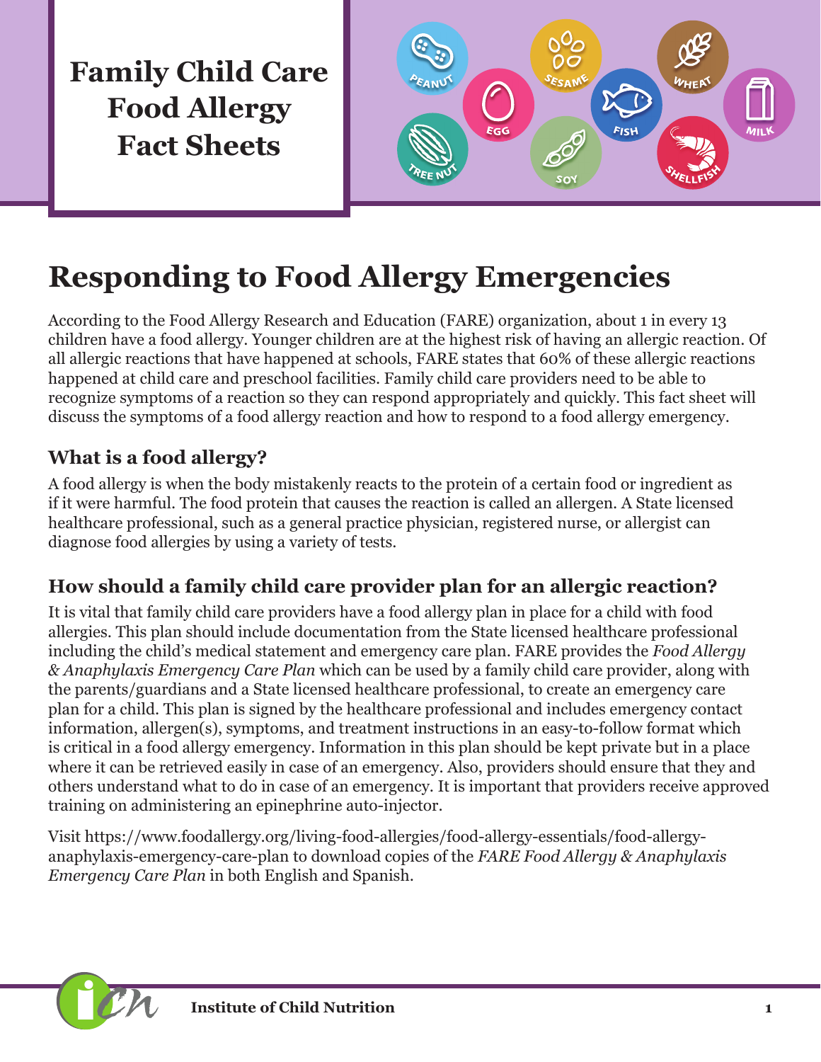# Family Child Care Food Allergy Fact Sheets

## Responding to Food Allergy Emergencies

According to the Food Allergy Research and Education (FARE) organization, about 1 in every 13 children have a food allergy. Younger children are at the highest risk of having an allergic reaction. Of all allergic reactions that have happened at schools, FARE states that 60% of these allergic reactions happened at child care and preschool facilities. Family child care providers need to be able to recognize symptoms of a reaction so they can respond appropriately and quickly. This fact sheet will discuss the symptoms of a food allergy reaction and how to respond to a food allergy emergency.

### What is a food allergy?

A food allergy is when the body mistakenly reacts to the protein of a certain food or ingredient as if it were harmful. The food protein that causes the reaction is called an allergen. A State licensed healthcare professional, such as a general practice physician, registered nurse, or allergist can diagnose food allergies by using a variety of tests.

### How should a family child care provider plan for an allergic reaction?

It is vital that family child care providers have a food allergy plan in place for a child with food allergies. This plan should include documentation from the State licensed healthcare professional including the child's medical statement and emergency care plan. FARE provides the *Food Allergy & Anaphylaxis Emergency Care Plan* which can be used by a family child care provider, along with the parents/guardians and a State licensed healthcare professional, to create an emergency care plan for a child. This plan is signed by the healthcare professional and includes emergency contact information, allergen(s), symptoms, and treatment instructions in an easy-to-follow format which is critical in a food allergy emergency. Information in this plan should be kept private but in a place where it can be retrieved easily in case of an emergency. Also, providers should ensure that they and others understand what to do in case of an emergency. It is important that providers receive approved training on administering an epinephrine auto-injector.

Visit https://www.foodallergy.org/living-food-allergies/food-allergy-essentials/food-allergy-anaphylaxis-emergency-care-plan to download copies of the *FARE Food Allergy & Anaphylaxis Emergency Care Plan* in both English and Spanish.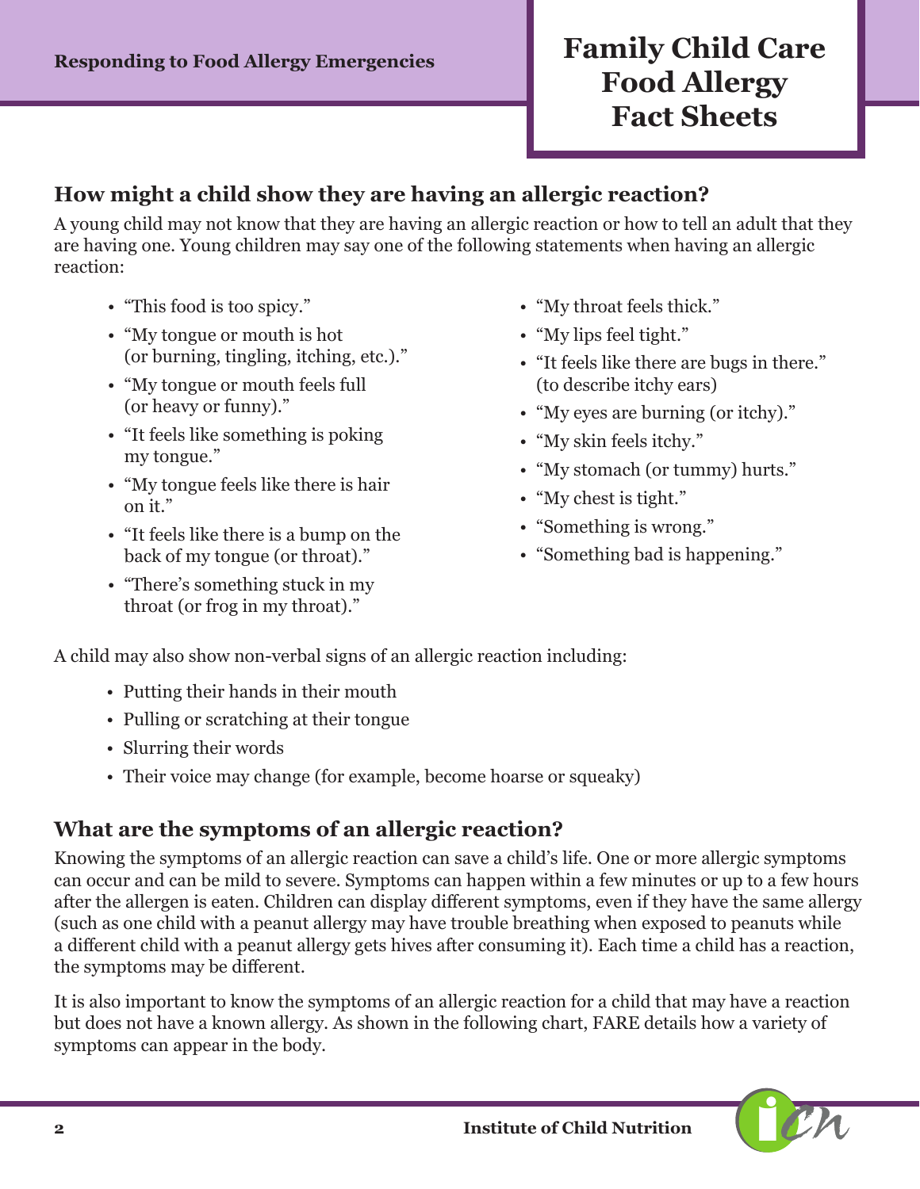## How might a child show they are having an allergic reaction?

A young child may not know that they are having an allergic reaction or how to tell an adult that they are having one. Young children may say one of the following statements when having an allergic reaction:

- "This food is too spicy."
- "My tongue or mouth is hot (or burning, tingling, itching, etc.)."
- "My tongue or mouth feels full (or heavy or funny)."
- "It feels like something is poking my tongue."
- "My tongue feels like there is hair on it."
- "It feels like there is a bump on the back of my tongue (or throat)."
- "There's something stuck in my throat (or frog in my throat)."
- "My throat feels thick."
- "My lips feel tight."
- "It feels like there are bugs in there." (to describe itchy ears)
- "My eyes are burning (or itchy)."
- "My skin feels itchy."
- "My stomach (or tummy) hurts."
- "My chest is tight."
- "Something is wrong."
- "Something bad is happening."

A child may also show non-verbal signs of an allergic reaction including:

- Putting their hands in their mouth
- Pulling or scratching at their tongue
- Slurring their words
- Their voice may change (for example, become hoarse or squeaky)

## What are the symptoms of an allergic reaction?

Knowing the symptoms of an allergic reaction can save a child's life. One or more allergic symptoms can occur and can be mild to severe. Symptoms can happen within a few minutes or up to a few hours after the allergen is eaten. Children can display different symptoms, even if they have the same allergy (such as one child with a peanut allergy may have trouble breathing when exposed to peanuts while a different child with a peanut allergy gets hives after consuming it). Each time a child has a reaction, the symptoms may be different.

It is also important to know the symptoms of an allergic reaction for a child that may have a reaction but does not have a known allergy. As shown in the following chart, FARE details how a variety of symptoms can appear in the body.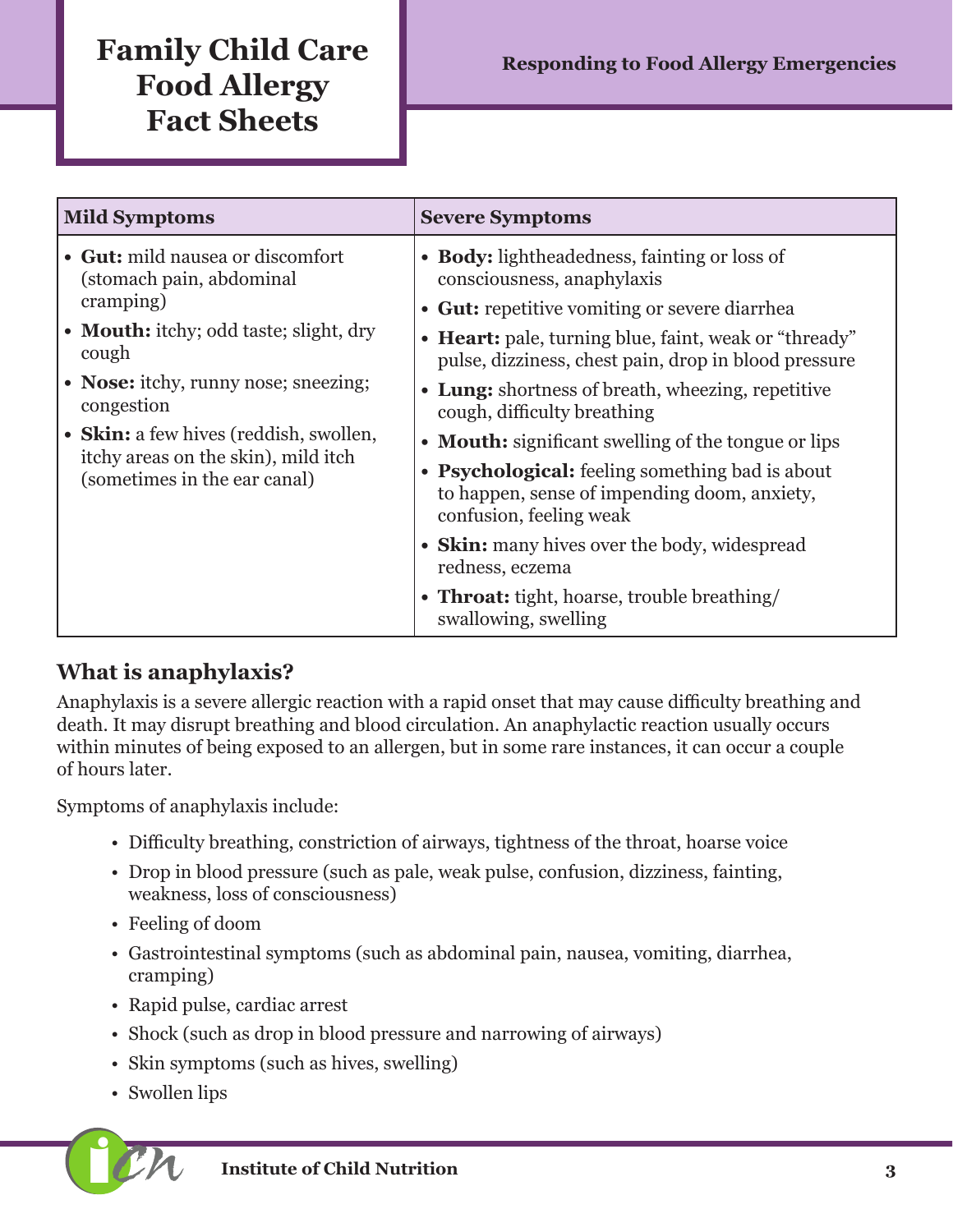| Mild Symptoms | Severe Symptoms |
|---|---|
| • **Gut:** mild nausea or discomfort (stomach pain, abdominal cramping)<br>• **Mouth:** itchy; odd taste; slight, dry cough<br>• **Nose:** itchy, runny nose; sneezing; congestion<br>• **Skin:** a few hives (reddish, swollen, itchy areas on the skin), mild itch (sometimes in the ear canal) | • **Body:** lightheadedness, fainting or loss of consciousness, anaphylaxis<br>• **Gut:** repetitive vomiting or severe diarrhea<br>• **Heart:** pale, turning blue, faint, weak or "thready" pulse, dizziness, chest pain, drop in blood pressure<br>• **Lung:** shortness of breath, wheezing, repetitive cough, difficulty breathing<br>• **Mouth:** significant swelling of the tongue or lips<br>• **Psychological:** feeling something bad is about to happen, sense of impending doom, anxiety, confusion, feeling weak<br>• **Skin:** many hives over the body, widespread redness, eczema<br>• **Throat:** tight, hoarse, trouble breathing/ swallowing, swelling |

## What is anaphylaxis?

Anaphylaxis is a severe allergic reaction with a rapid onset that may cause difficulty breathing and death. It may disrupt breathing and blood circulation. An anaphylactic reaction usually occurs within minutes of being exposed to an allergen, but in some rare instances, it can occur a couple of hours later.

Symptoms of anaphylaxis include:

- Difficulty breathing, constriction of airways, tightness of the throat, hoarse voice
- Drop in blood pressure (such as pale, weak pulse, confusion, dizziness, fainting, weakness, loss of consciousness)
- Feeling of doom
- Gastrointestinal symptoms (such as abdominal pain, nausea, vomiting, diarrhea, cramping)
- Rapid pulse, cardiac arrest
- Shock (such as drop in blood pressure and narrowing of airways)
- Skin symptoms (such as hives, swelling)
- Swollen lips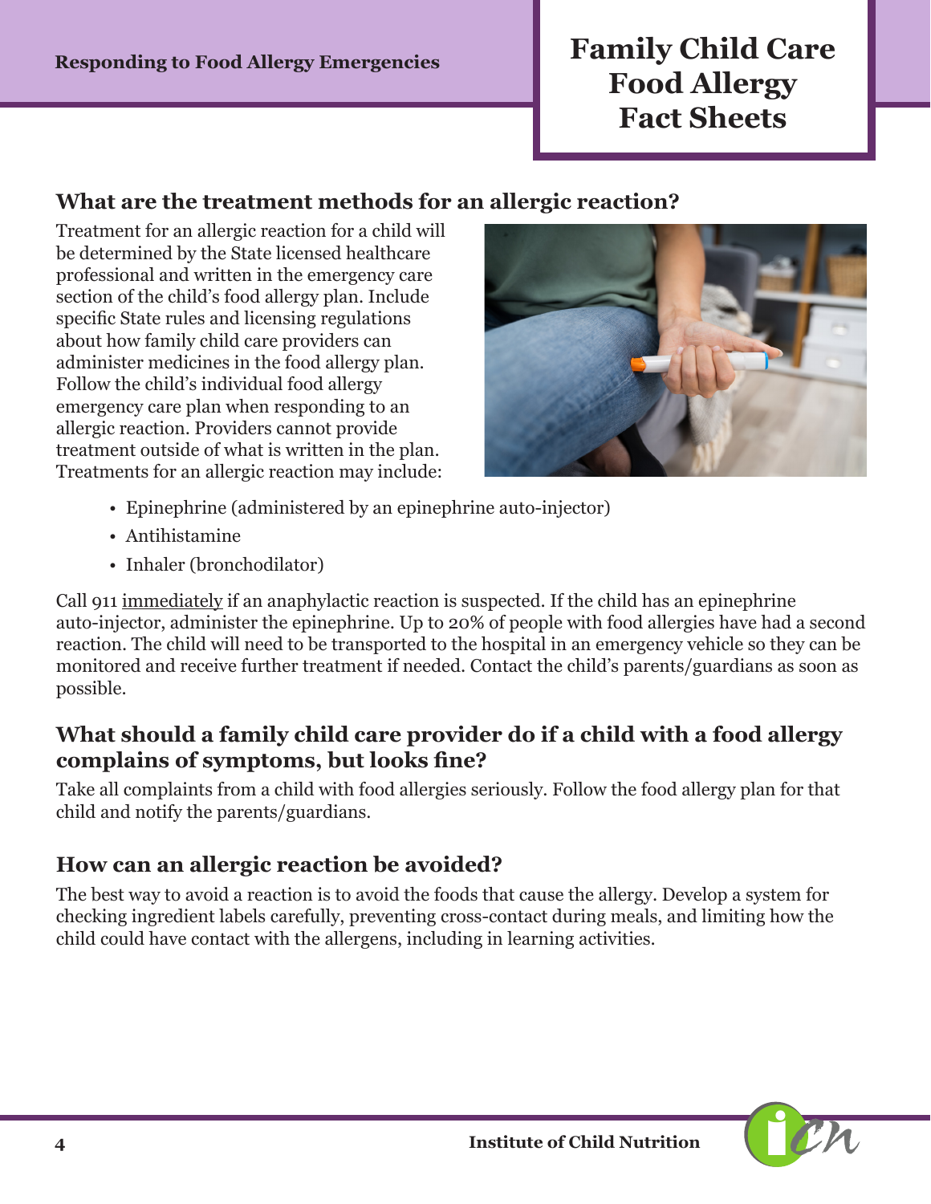## What are the treatment methods for an allergic reaction?

Treatment for an allergic reaction for a child will be determined by the State licensed healthcare professional and written in the emergency care section of the child's food allergy plan. Include specific State rules and licensing regulations about how family child care providers can administer medicines in the food allergy plan. Follow the child's individual food allergy emergency care plan when responding to an allergic reaction. Providers cannot provide treatment outside of what is written in the plan. Treatments for an allergic reaction may include:

- Epinephrine (administered by an epinephrine auto-injector)
- Antihistamine
- Inhaler (bronchodilator)

Call 911 immediately if an anaphylactic reaction is suspected. If the child has an epinephrine auto-injector, administer the epinephrine. Up to 20% of people with food allergies have had a second reaction. The child will need to be transported to the hospital in an emergency vehicle so they can be monitored and receive further treatment if needed. Contact the child's parents/guardians as soon as possible.

## What should a family child care provider do if a child with a food allergy complains of symptoms, but looks fine?

Take all complaints from a child with food allergies seriously. Follow the food allergy plan for that child and notify the parents/guardians.

## How can an allergic reaction be avoided?

The best way to avoid a reaction is to avoid the foods that cause the allergy. Develop a system for checking ingredient labels carefully, preventing cross-contact during meals, and limiting how the child could have contact with the allergens, including in learning activities.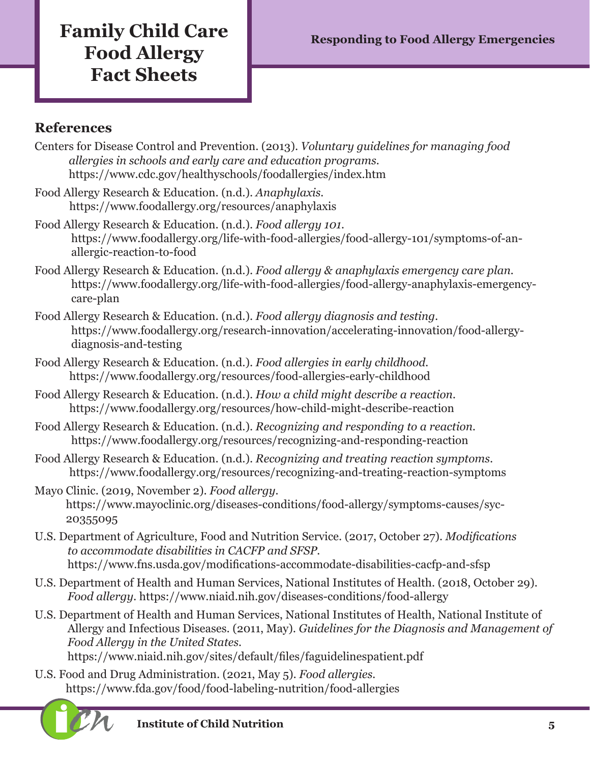## References

Centers for Disease Control and Prevention. (2013). *Voluntary guidelines for managing food allergies in schools and early care and education programs.* https://www.cdc.gov/healthyschools/foodallergies/index.htm

Food Allergy Research & Education. (n.d.). *Anaphylaxis.* https://www.foodallergy.org/resources/anaphylaxis

Food Allergy Research & Education. (n.d.). *Food allergy 101.* https://www.foodallergy.org/life-with-food-allergies/food-allergy-101/symptoms-of-an-allergic-reaction-to-food

Food Allergy Research & Education. (n.d.). *Food allergy & anaphylaxis emergency care plan.* https://www.foodallergy.org/life-with-food-allergies/food-allergy-anaphylaxis-emergency-care-plan

Food Allergy Research & Education. (n.d.). *Food allergy diagnosis and testing.* https://www.foodallergy.org/research-innovation/accelerating-innovation/food-allergy-diagnosis-and-testing

Food Allergy Research & Education. (n.d.). *Food allergies in early childhood.* https://www.foodallergy.org/resources/food-allergies-early-childhood

Food Allergy Research & Education. (n.d.). *How a child might describe a reaction.* https://www.foodallergy.org/resources/how-child-might-describe-reaction

Food Allergy Research & Education. (n.d.). *Recognizing and responding to a reaction.* https://www.foodallergy.org/resources/recognizing-and-responding-reaction

Food Allergy Research & Education. (n.d.). *Recognizing and treating reaction symptoms.* https://www.foodallergy.org/resources/recognizing-and-treating-reaction-symptoms

Mayo Clinic. (2019, November 2). *Food allergy.* https://www.mayoclinic.org/diseases-conditions/food-allergy/symptoms-causes/syc-20355095

U.S. Department of Agriculture, Food and Nutrition Service. (2017, October 27). *Modifications to accommodate disabilities in CACFP and SFSP.* https://www.fns.usda.gov/modifications-accommodate-disabilities-cacfp-and-sfsp

U.S. Department of Health and Human Services, National Institutes of Health. (2018, October 29). *Food allergy.* https://www.niaid.nih.gov/diseases-conditions/food-allergy

U.S. Department of Health and Human Services, National Institutes of Health, National Institute of Allergy and Infectious Diseases. (2011, May). *Guidelines for the Diagnosis and Management of Food Allergy in the United States.* https://www.niaid.nih.gov/sites/default/files/faguidelinespatient.pdf

U.S. Food and Drug Administration. (2021, May 5). *Food allergies.* https://www.fda.gov/food/food-labeling-nutrition/food-allergies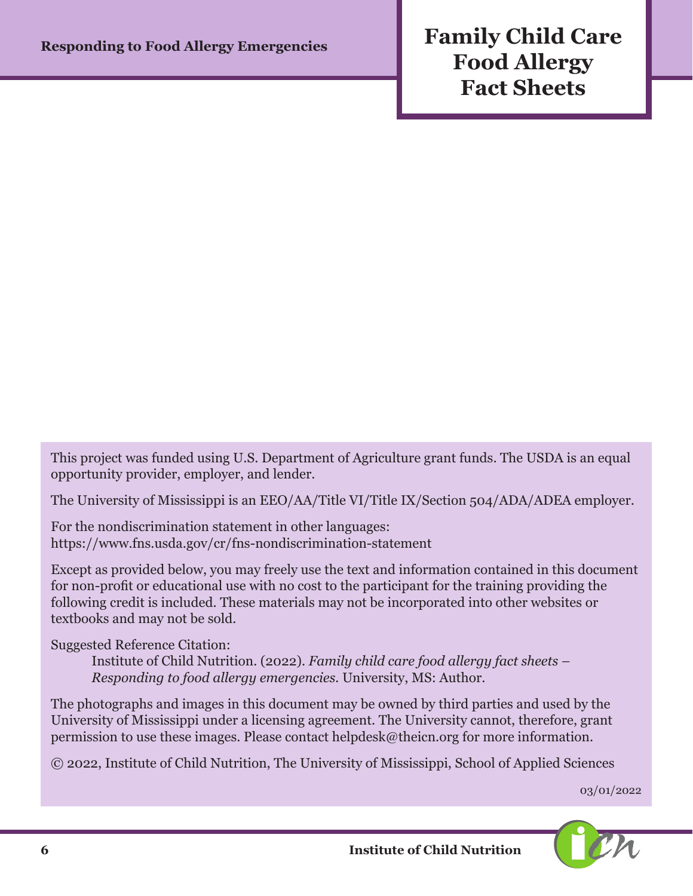This project was funded using U.S. Department of Agriculture grant funds. The USDA is an equal opportunity provider, employer, and lender.

The University of Mississippi is an EEO/AA/Title VI/Title IX/Section 504/ADA/ADEA employer.

For the nondiscrimination statement in other languages:
https://www.fns.usda.gov/cr/fns-nondiscrimination-statement

Except as provided below, you may freely use the text and information contained in this document for non-profit or educational use with no cost to the participant for the training providing the following credit is included. These materials may not be incorporated into other websites or textbooks and may not be sold.

Suggested Reference Citation:

> Institute of Child Nutrition. (2022). *Family child care food allergy fact sheets – Responding to food allergy emergencies.* University, MS: Author.

The photographs and images in this document may be owned by third parties and used by the University of Mississippi under a licensing agreement. The University cannot, therefore, grant permission to use these images. Please contact helpdesk@theicn.org for more information.

© 2022, Institute of Child Nutrition, The University of Mississippi, School of Applied Sciences

03/01/2022